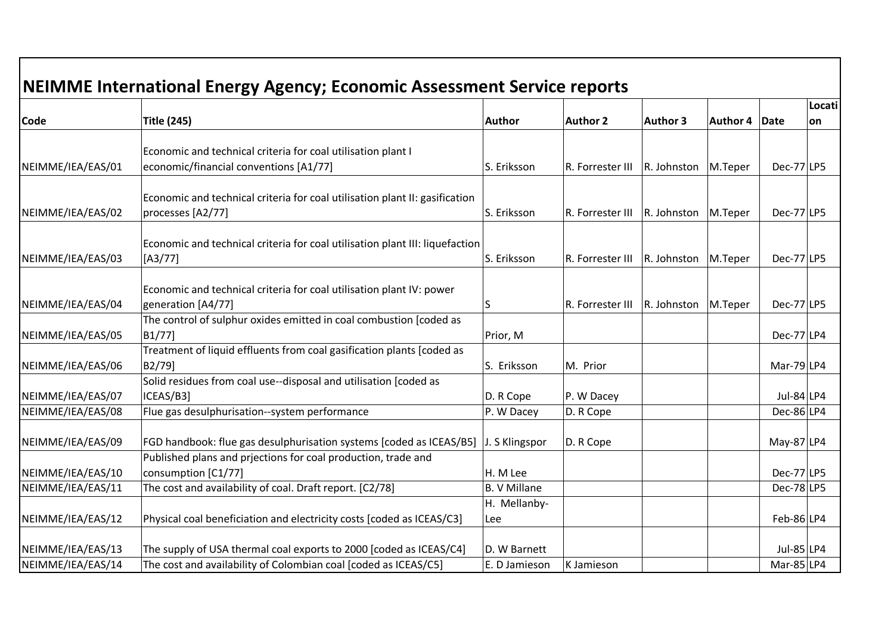# NEIMME International Energy Agency; Economic Assessment Service reports

| Code | Title (245) | Author | Author 2 | Author 3 | Author 4 | Date | Location |
|---|---|---|---|---|---|---|---|
| NEIMME/IEA/EAS/01 | Economic and technical criteria for coal utilisation plant I economic/financial conventions [A1/77] | S. Eriksson | R. Forrester III | R. Johnston | M.Teper | Dec-77 | LP5 |
| NEIMME/IEA/EAS/02 | Economic and technical criteria for coal utilisation plant II: gasification processes [A2/77] | S. Eriksson | R. Forrester III | R. Johnston | M.Teper | Dec-77 | LP5 |
| NEIMME/IEA/EAS/03 | Economic and technical criteria for coal utilisation plant III: liquefaction [A3/77] | S. Eriksson | R. Forrester III | R. Johnston | M.Teper | Dec-77 | LP5 |
| NEIMME/IEA/EAS/04 | Economic and technical criteria for coal utilisation plant IV: power generation [A4/77] | S | R. Forrester III | R. Johnston | M.Teper | Dec-77 | LP5 |
| NEIMME/IEA/EAS/05 | The control of sulphur oxides emitted in coal combustion [coded as B1/77] | Prior, M | | | | Dec-77 | LP4 |
| NEIMME/IEA/EAS/06 | Treatment of liquid effluents from coal gasification plants [coded as B2/79] | S. Eriksson | M. Prior | | | Mar-79 | LP4 |
| NEIMME/IEA/EAS/07 | Solid residues from coal use--disposal and utilisation [coded as ICEAS/B3] | D. R Cope | P. W Dacey | | | Jul-84 | LP4 |
| NEIMME/IEA/EAS/08 | Flue gas desulphurisation--system performance | P. W Dacey | D. R Cope | | | Dec-86 | LP4 |
| NEIMME/IEA/EAS/09 | FGD handbook: flue gas desulphurisation systems [coded as ICEAS/B5] | J. S Klingspor | D. R Cope | | | May-87 | LP4 |
| NEIMME/IEA/EAS/10 | Published plans and prjections for coal production, trade and consumption [C1/77] | H. M Lee | | | | Dec-77 | LP5 |
| NEIMME/IEA/EAS/11 | The cost and availability of coal. Draft report. [C2/78] | B. V Millane | | | | Dec-78 | LP5 |
| NEIMME/IEA/EAS/12 | Physical coal beneficiation and electricity costs [coded as ICEAS/C3] | H. Mellanby-Lee | | | | Feb-86 | LP4 |
| NEIMME/IEA/EAS/13 | The supply of USA thermal coal exports to 2000 [coded as ICEAS/C4] | D. W Barnett | | | | Jul-85 | LP4 |
| NEIMME/IEA/EAS/14 | The cost and availability of Colombian coal [coded as ICEAS/C5] | E. D Jamieson | K Jamieson | | | Mar-85 | LP4 |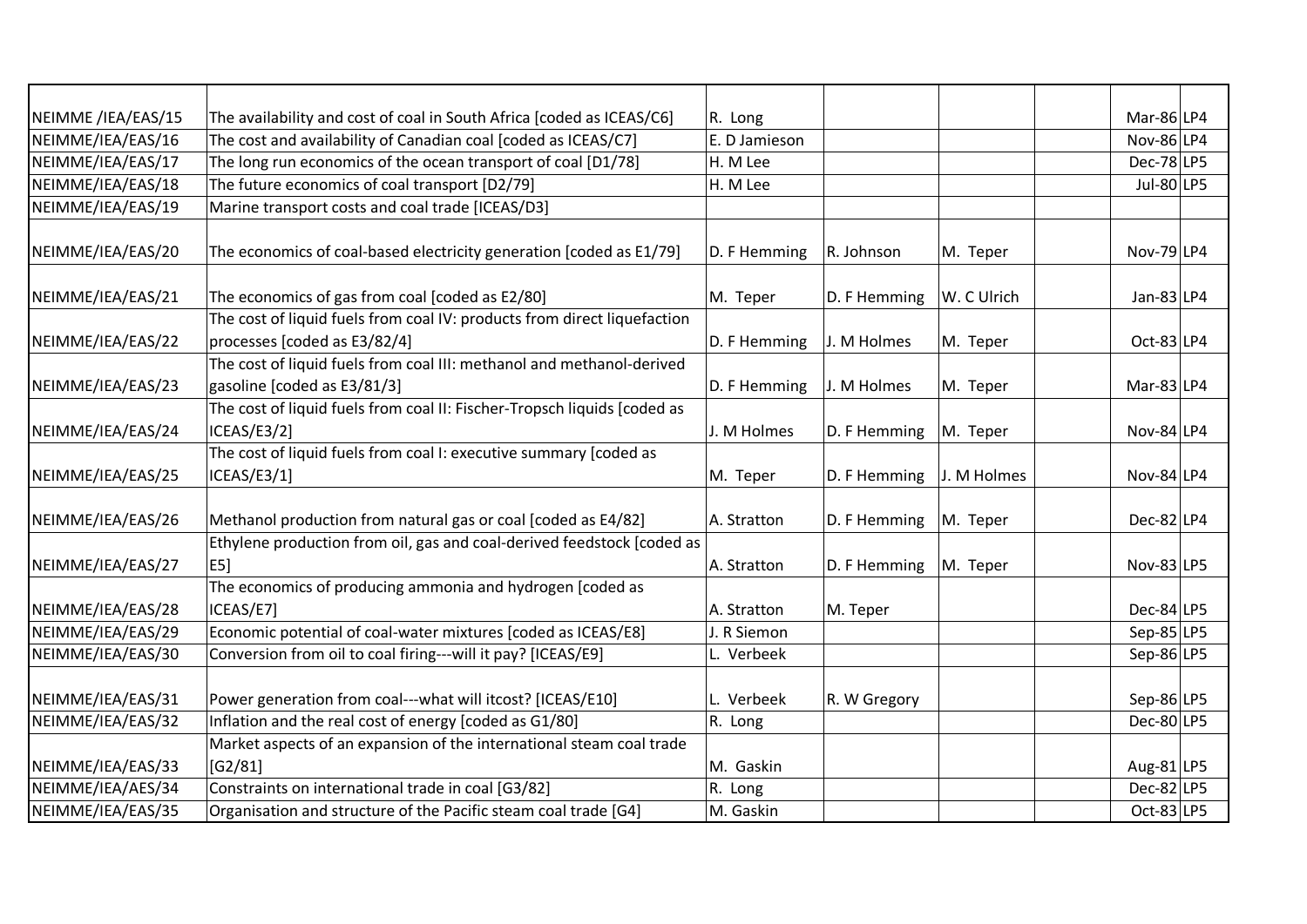| | | | | | | | |
|---|---|---|---|---|---|---|---|
| NEIMME /IEA/EAS/15 | The availability and cost of coal in South Africa [coded as ICEAS/C6] | R. Long | | | | Mar-86 | LP4 |
| NEIMME/IEA/EAS/16 | The cost and availability of Canadian coal [coded as ICEAS/C7] | E. D Jamieson | | | | Nov-86 | LP4 |
| NEIMME/IEA/EAS/17 | The long run economics of the ocean transport of coal [D1/78] | H. M Lee | | | | Dec-78 | LP5 |
| NEIMME/IEA/EAS/18 | The future economics of coal transport [D2/79] | H. M Lee | | | | Jul-80 | LP5 |
| NEIMME/IEA/EAS/19 | Marine transport costs and coal trade [ICEAS/D3] | | | | | | |
| NEIMME/IEA/EAS/20 | The economics of coal-based electricity generation [coded as E1/79] | D. F Hemming | R. Johnson | M. Teper | | Nov-79 | LP4 |
| NEIMME/IEA/EAS/21 | The economics of gas from coal [coded as E2/80] | M. Teper | D. F Hemming | W. C Ulrich | | Jan-83 | LP4 |
| NEIMME/IEA/EAS/22 | The cost of liquid fuels from coal IV: products from direct liquefaction processes [coded as E3/82/4] | D. F Hemming | J. M Holmes | M. Teper | | Oct-83 | LP4 |
| NEIMME/IEA/EAS/23 | The cost of liquid fuels from coal III: methanol and methanol-derived gasoline [coded as E3/81/3] | D. F Hemming | J. M Holmes | M. Teper | | Mar-83 | LP4 |
| NEIMME/IEA/EAS/24 | The cost of liquid fuels from coal II: Fischer-Tropsch liquids [coded as ICEAS/E3/2] | J. M Holmes | D. F Hemming | M. Teper | | Nov-84 | LP4 |
| NEIMME/IEA/EAS/25 | The cost of liquid fuels from coal I: executive summary [coded as ICEAS/E3/1] | M. Teper | D. F Hemming | J. M Holmes | | Nov-84 | LP4 |
| NEIMME/IEA/EAS/26 | Methanol production from natural gas or coal [coded as E4/82] | A. Stratton | D. F Hemming | M. Teper | | Dec-82 | LP4 |
| NEIMME/IEA/EAS/27 | Ethylene production from oil, gas and coal-derived feedstock [coded as E5] | A. Stratton | D. F Hemming | M. Teper | | Nov-83 | LP5 |
| NEIMME/IEA/EAS/28 | The economics of producing ammonia and hydrogen [coded as ICEAS/E7] | A. Stratton | M. Teper | | | Dec-84 | LP5 |
| NEIMME/IEA/EAS/29 | Economic potential of coal-water mixtures [coded as ICEAS/E8] | J. R Siemon | | | | Sep-85 | LP5 |
| NEIMME/IEA/EAS/30 | Conversion from oil to coal firing---will it pay? [ICEAS/E9] | L. Verbeek | | | | Sep-86 | LP5 |
| NEIMME/IEA/EAS/31 | Power generation from coal---what will itcost? [ICEAS/E10] | L. Verbeek | R. W Gregory | | | Sep-86 | LP5 |
| NEIMME/IEA/EAS/32 | Inflation and the real cost of energy [coded as G1/80] | R. Long | | | | Dec-80 | LP5 |
| NEIMME/IEA/EAS/33 | Market aspects of an expansion of the international steam coal trade [G2/81] | M. Gaskin | | | | Aug-81 | LP5 |
| NEIMME/IEA/AES/34 | Constraints on international trade in coal [G3/82] | R. Long | | | | Dec-82 | LP5 |
| NEIMME/IEA/EAS/35 | Organisation and structure of the Pacific steam coal trade [G4] | M. Gaskin | | | | Oct-83 | LP5 |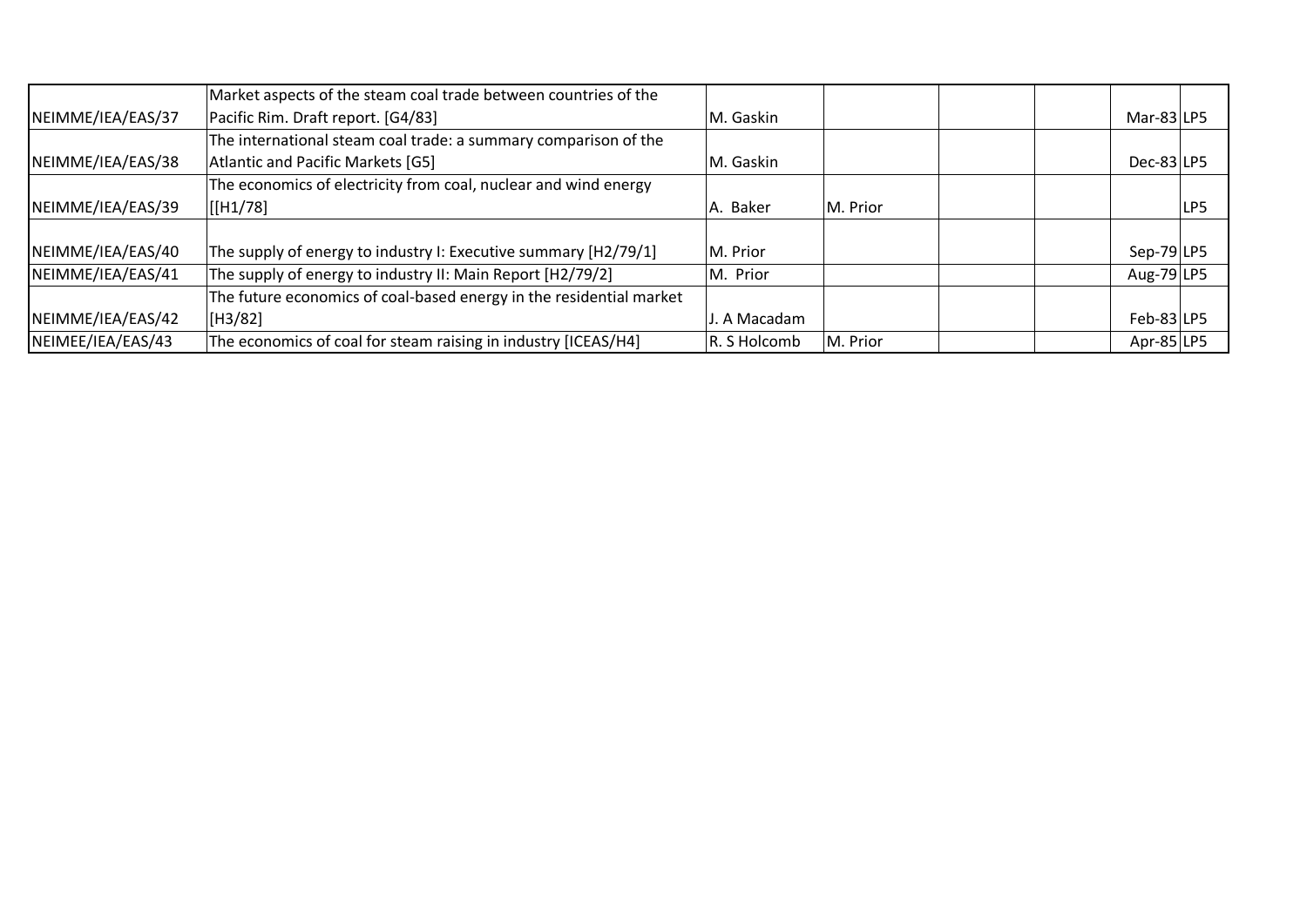| | | | | | | | |
|---|---|---|---|---|---|---|---|
| NEIMME/IEA/EAS/37 | Market aspects of the steam coal trade between countries of the Pacific Rim. Draft report. [G4/83] | M. Gaskin | | | | Mar-83 | LP5 |
| NEIMME/IEA/EAS/38 | The international steam coal trade: a summary comparison of the Atlantic and Pacific Markets [G5] | M. Gaskin | | | | Dec-83 | LP5 |
| NEIMME/IEA/EAS/39 | The economics of electricity from coal, nuclear and wind energy [[H1/78] | A. Baker | M. Prior | | | | LP5 |
| NEIMME/IEA/EAS/40 | The supply of energy to industry I: Executive summary [H2/79/1] | M. Prior | | | | Sep-79 | LP5 |
| NEIMME/IEA/EAS/41 | The supply of energy to industry II: Main Report [H2/79/2] | M. Prior | | | | Aug-79 | LP5 |
| NEIMME/IEA/EAS/42 | The future economics of coal-based energy in the residential market [H3/82] | J. A Macadam | | | | Feb-83 | LP5 |
| NEIMEE/IEA/EAS/43 | The economics of coal for steam raising in industry [ICEAS/H4] | R. S Holcomb | M. Prior | | | Apr-85 | LP5 |